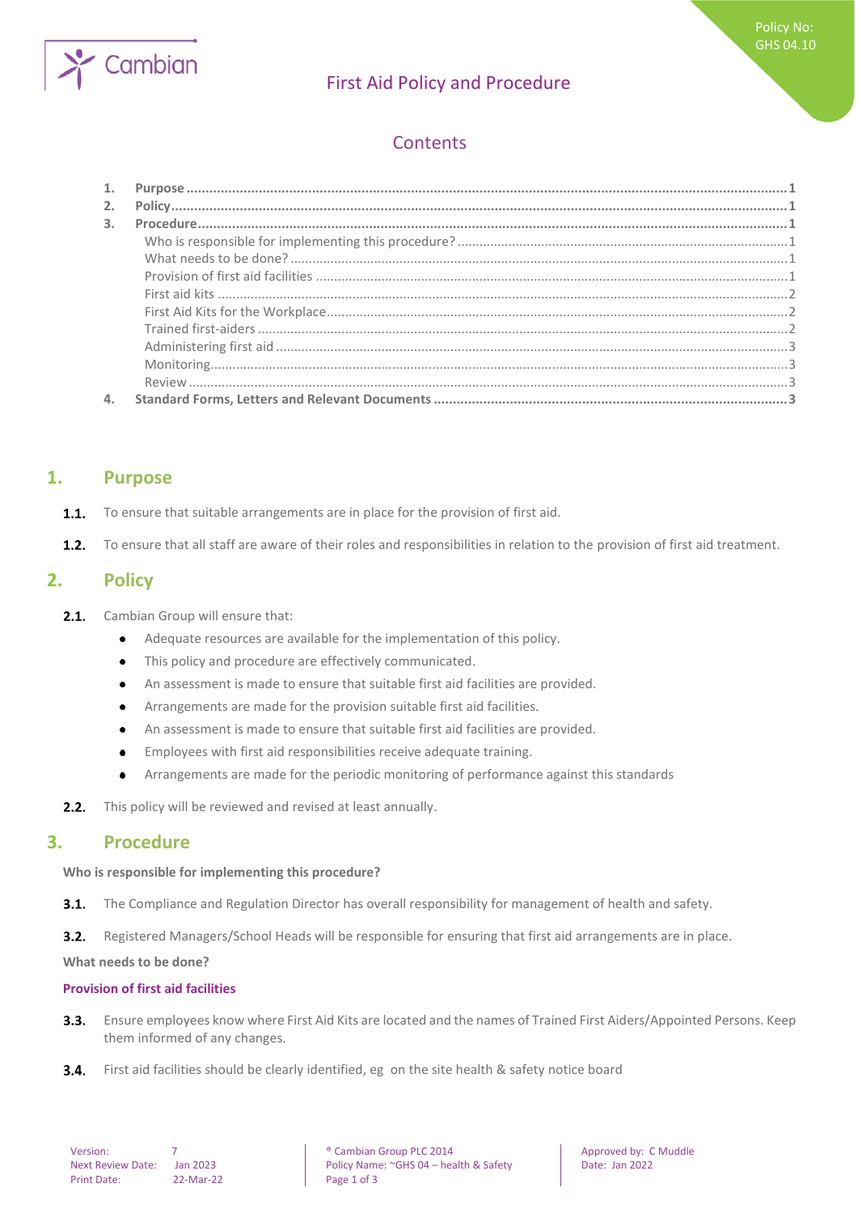# First Aid Policy and Procedure

Policy No: GHS 04.10

## Contents

1. **Purpose** ........ 1
2. **Policy** ........ 1
3. **Procedure** ........ 1
   - Who is responsible for implementing this procedure? ........ 1
   - What needs to be done? ........ 1
   - Provision of first aid facilities ........ 1
   - First aid kits ........ 2
   - First Aid Kits for the Workplace ........ 2
   - Trained first-aiders ........ 2
   - Administering first aid ........ 3
   - Monitoring ........ 3
   - Review ........ 3
4. **Standard Forms, Letters and Relevant Documents** ........ 3

## 1. Purpose

**1.1.** To ensure that suitable arrangements are in place for the provision of first aid.

**1.2.** To ensure that all staff are aware of their roles and responsibilities in relation to the provision of first aid treatment.

## 2. Policy

**2.1.** Cambian Group will ensure that:

- Adequate resources are available for the implementation of this policy.
- This policy and procedure are effectively communicated.
- An assessment is made to ensure that suitable first aid facilities are provided.
- Arrangements are made for the provision suitable first aid facilities.
- An assessment is made to ensure that suitable first aid facilities are provided.
- Employees with first aid responsibilities receive adequate training.
- Arrangements are made for the periodic monitoring of performance against this standards

**2.2.** This policy will be reviewed and revised at least annually.

## 3. Procedure

**Who is responsible for implementing this procedure?**

**3.1.** The Compliance and Regulation Director has overall responsibility for management of health and safety.

**3.2.** Registered Managers/School Heads will be responsible for ensuring that first aid arrangements are in place.

**What needs to be done?**

### Provision of first aid facilities

**3.3.** Ensure employees know where First Aid Kits are located and the names of Trained First Aiders/Appointed Persons. Keep them informed of any changes.

**3.4.** First aid facilities should be clearly identified, eg on the site health & safety notice board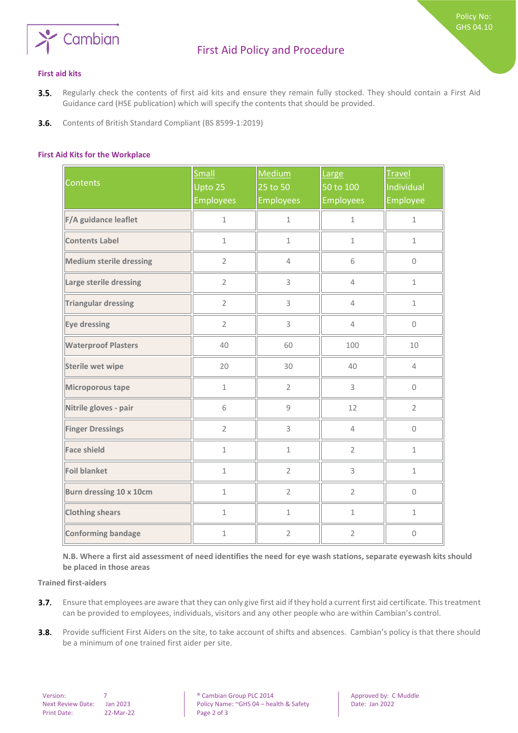### First aid kits

**3.5.** Regularly check the contents of first aid kits and ensure they remain fully stocked. They should contain a First Aid Guidance card (HSE publication) which will specify the contents that should be provided.

**3.6.** Contents of British Standard Compliant (BS 8599-1:2019)

### First Aid Kits for the Workplace

| Contents | Small Upto 25 Employees | Medium 25 to 50 Employees | Large 50 to 100 Employees | Travel Individual Employee |
|---|---|---|---|---|
| **F/A guidance leaflet** | 1 | 1 | 1 | 1 |
| **Contents Label** | 1 | 1 | 1 | 1 |
| **Medium sterile dressing** | 2 | 4 | 6 | 0 |
| **Large sterile dressing** | 2 | 3 | 4 | 1 |
| **Triangular dressing** | 2 | 3 | 4 | 1 |
| **Eye dressing** | 2 | 3 | 4 | 0 |
| **Waterproof Plasters** | 40 | 60 | 100 | 10 |
| **Sterile wet wipe** | 20 | 30 | 40 | 4 |
| **Microporous tape** | 1 | 2 | 3 | 0 |
| **Nitrile gloves - pair** | 6 | 9 | 12 | 2 |
| **Finger Dressings** | 2 | 3 | 4 | 0 |
| **Face shield** | 1 | 1 | 2 | 1 |
| **Foil blanket** | 1 | 2 | 3 | 1 |
| **Burn dressing 10 x 10cm** | 1 | 2 | 2 | 0 |
| **Clothing shears** | 1 | 1 | 1 | 1 |
| **Conforming bandage** | 1 | 2 | 2 | 0 |

**N.B. Where a first aid assessment of need identifies the need for eye wash stations, separate eyewash kits should be placed in those areas**

### Trained first-aiders

**3.7.** Ensure that employees are aware that they can only give first aid if they hold a current first aid certificate. This treatment can be provided to employees, individuals, visitors and any other people who are within Cambian's control.

**3.8.** Provide sufficient First Aiders on the site, to take account of shifts and absences. Cambian's policy is that there should be a minimum of one trained first aider per site.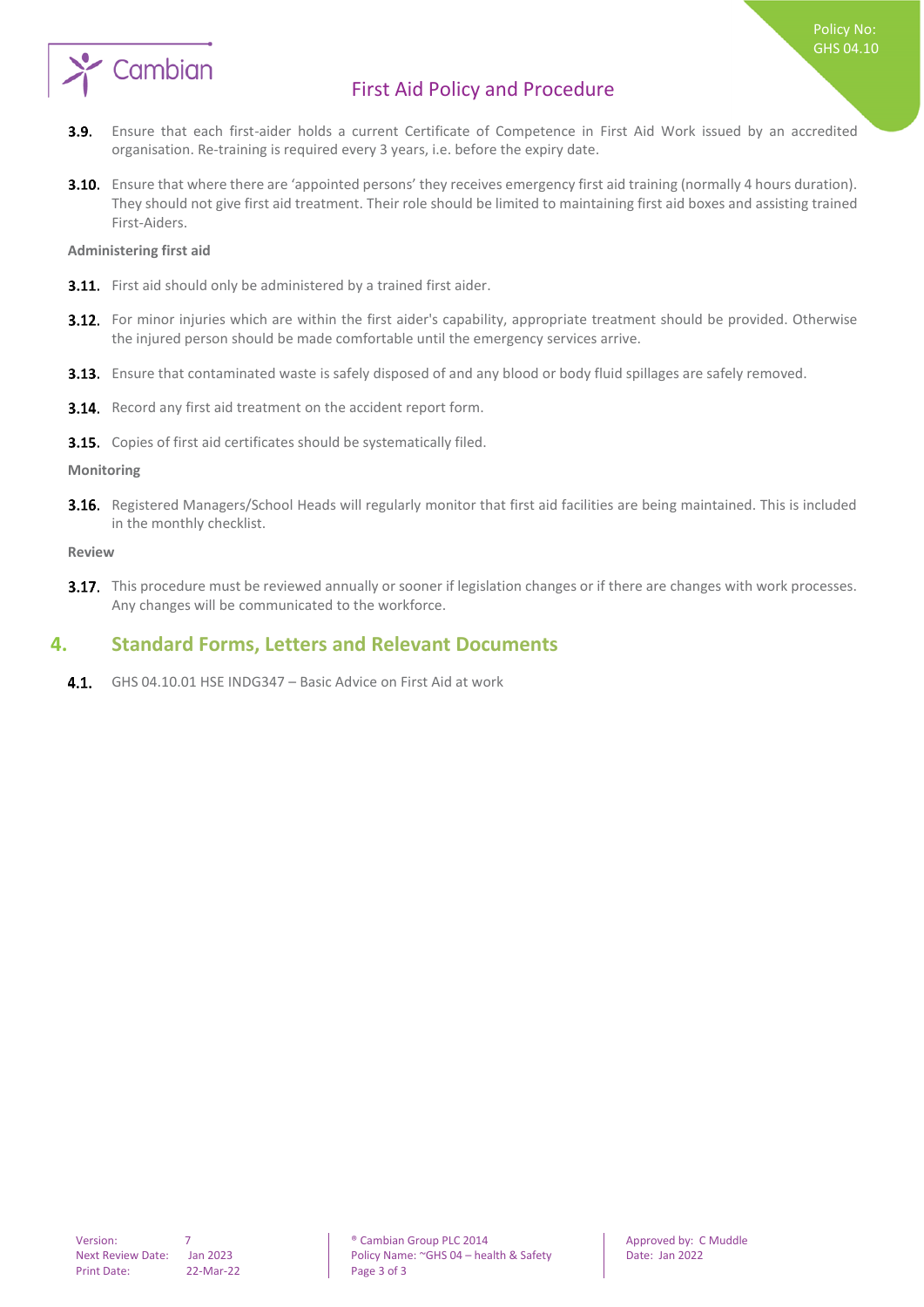3.9. Ensure that each first-aider holds a current Certificate of Competence in First Aid Work issued by an accredited organisation. Re-training is required every 3 years, i.e. before the expiry date.

3.10. Ensure that where there are 'appointed persons' they receives emergency first aid training (normally 4 hours duration). They should not give first aid treatment. Their role should be limited to maintaining first aid boxes and assisting trained First-Aiders.

**Administering first aid**

3.11. First aid should only be administered by a trained first aider.

3.12. For minor injuries which are within the first aider's capability, appropriate treatment should be provided. Otherwise the injured person should be made comfortable until the emergency services arrive.

3.13. Ensure that contaminated waste is safely disposed of and any blood or body fluid spillages are safely removed.

3.14. Record any first aid treatment on the accident report form.

3.15. Copies of first aid certificates should be systematically filed.

**Monitoring**

3.16. Registered Managers/School Heads will regularly monitor that first aid facilities are being maintained. This is included in the monthly checklist.

**Review**

3.17. This procedure must be reviewed annually or sooner if legislation changes or if there are changes with work processes. Any changes will be communicated to the workforce.

## 4. Standard Forms, Letters and Relevant Documents

4.1. GHS 04.10.01 HSE INDG347 – Basic Advice on First Aid at work